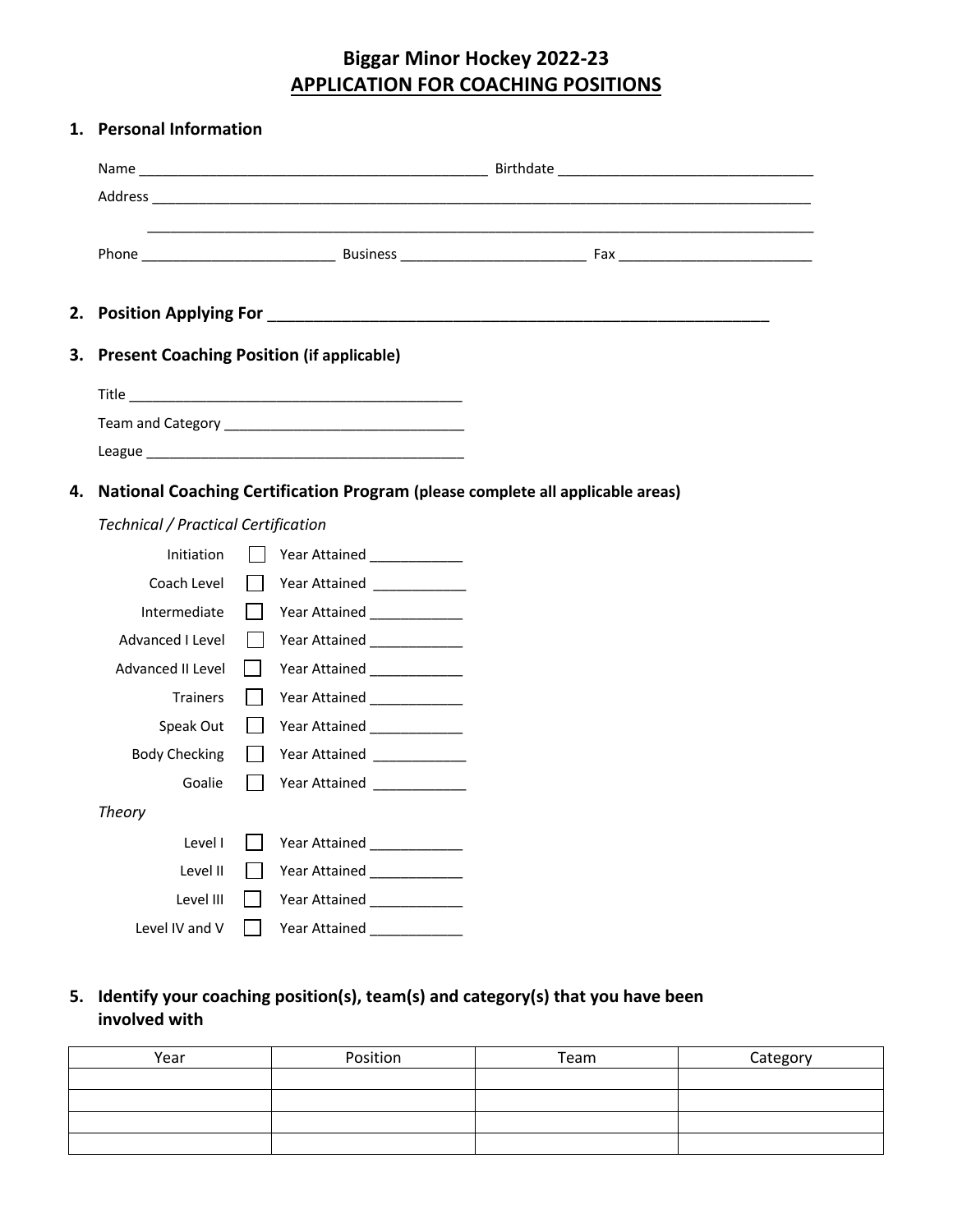# Biggar Minor Hockey 2022-23
## APPLICATION FOR COACHING POSITIONS

### 1. Personal Information

Name ___________________________________________ Birthdate _________________________________

Address ___________________________________________________________________________________

___________________________________________________________________________________________

Phone _________________________ Business ________________________ Fax _________________________

### 2. Position Applying For ___________________________________________________________

### 3. Present Coaching Position (if applicable)

Title ___________________________________________

Team and Category ______________________________

League _________________________________________

### 4. National Coaching Certification Program (please complete all applicable areas)

*Technical / Practical Certification*

- Initiation ☐ Year Attained ____________
- Coach Level ☐ Year Attained ____________
- Intermediate ☐ Year Attained ____________
- Advanced I Level ☐ Year Attained ____________
- Advanced II Level ☐ Year Attained ____________
- Trainers ☐ Year Attained ____________
- Speak Out ☐ Year Attained ____________
- Body Checking ☐ Year Attained ____________
- Goalie ☐ Year Attained ____________

*Theory*

- Level I ☐ Year Attained ____________
- Level II ☐ Year Attained ____________
- Level III ☐ Year Attained ____________
- Level IV and V ☐ Year Attained ____________

### 5. Identify your coaching position(s), team(s) and category(s) that you have been involved with

| Year | Position | Team | Category |
|---|---|---|---|
| | | | |
| | | | |
| | | | |
| | | | |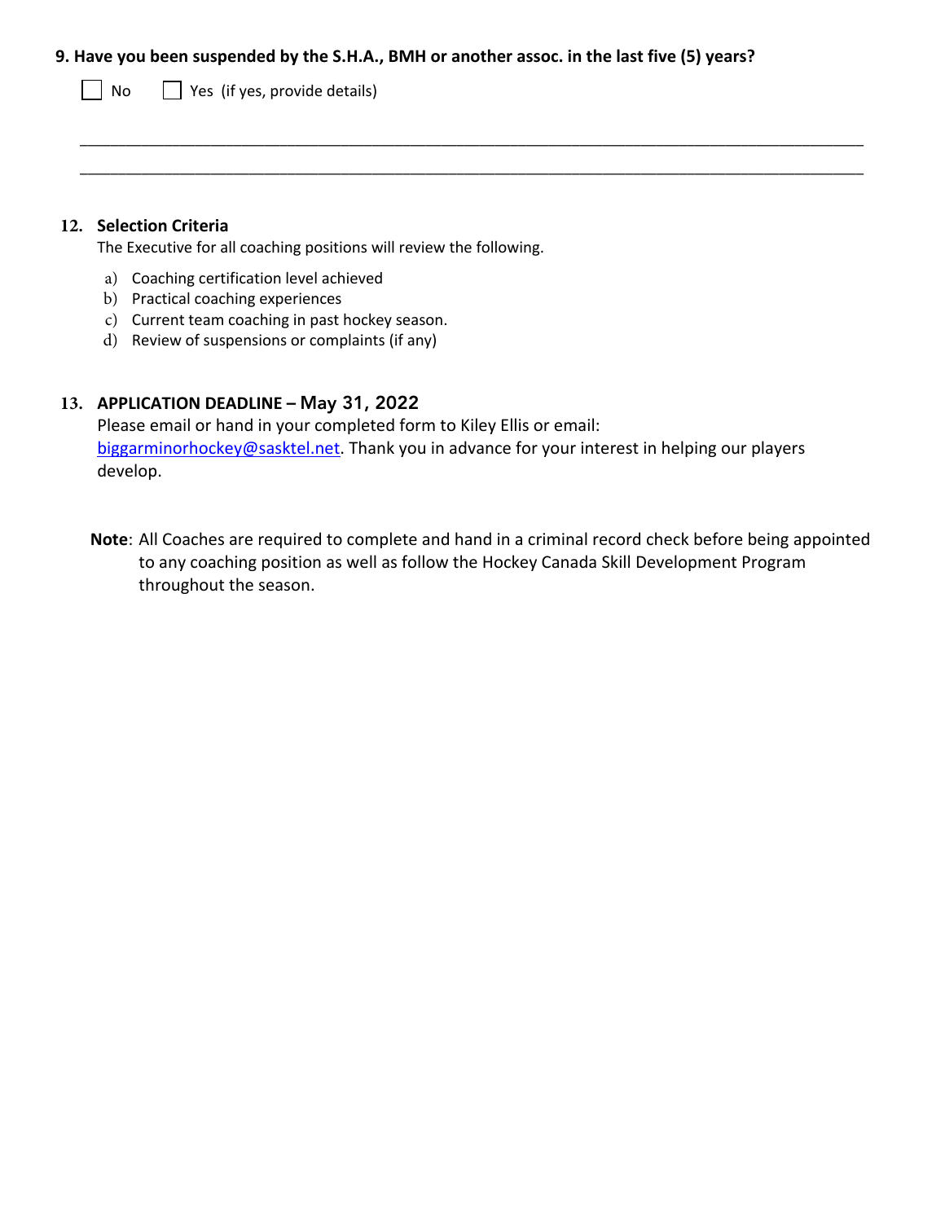**9. Have you been suspended by the S.H.A., BMH or another assoc. in the last five (5) years?**

☐ No ☐ Yes (if yes, provide details)

\_\_\_\_\_\_\_\_\_\_\_\_\_\_\_\_\_\_\_\_\_\_\_\_\_\_\_\_\_\_\_\_\_\_\_\_\_\_\_\_\_\_\_\_\_\_\_\_\_\_\_\_\_\_\_\_\_\_\_\_\_\_\_\_\_\_\_\_\_\_\_\_\_\_\_\_\_\_

\_\_\_\_\_\_\_\_\_\_\_\_\_\_\_\_\_\_\_\_\_\_\_\_\_\_\_\_\_\_\_\_\_\_\_\_\_\_\_\_\_\_\_\_\_\_\_\_\_\_\_\_\_\_\_\_\_\_\_\_\_\_\_\_\_\_\_\_\_\_\_\_\_\_\_\_\_\_

**12. Selection Criteria**

The Executive for all coaching positions will review the following.

a) Coaching certification level achieved
b) Practical coaching experiences
c) Current team coaching in past hockey season.
d) Review of suspensions or complaints (if any)

**13. APPLICATION DEADLINE – May 31, 2022**

Please email or hand in your completed form to Kiley Ellis or email: biggarminorhockey@sasktel.net. Thank you in advance for your interest in helping our players develop.

**Note**: All Coaches are required to complete and hand in a criminal record check before being appointed to any coaching position as well as follow the Hockey Canada Skill Development Program throughout the season.